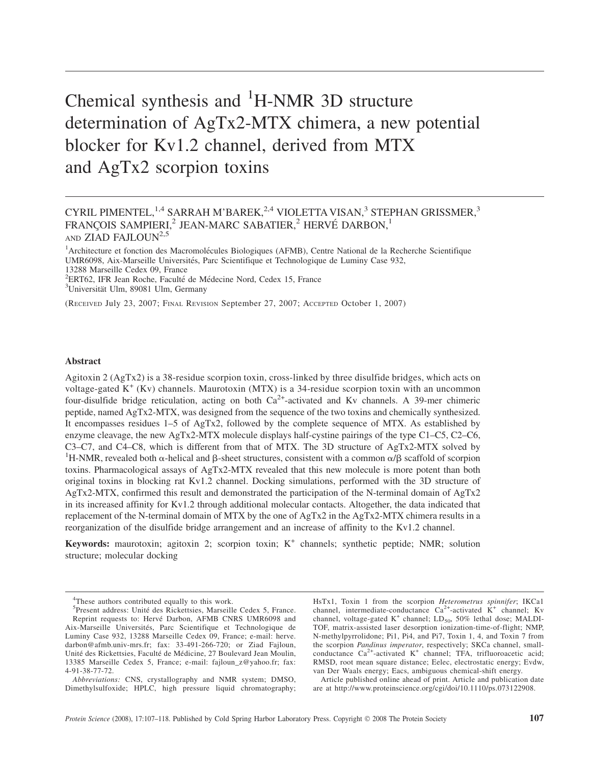# Chemical synthesis and $^{1}$H-NMR 3D structure determination of AgTx2-MTX chimera, a new potential blocker for Kv1.2 channel, derived from MTX and AgTx2 scorpion toxins

CYRIL PIMENTEL,[1,4] SARRAH M'BAREK,[2,4] VIOLETTA VISAN,[3] STEPHAN GRISSMER,[3] FRANÇOIS SAMPIERI,[2] JEAN-MARC SABATIER,[2] HERVÉ DARBON,[1] AND ZIAD FAJLOUN[2,5]

[1]Architecture et fonction des Macromolécules Biologiques (AFMB), Centre National de la Recherche Scientifique UMR6098, Aix-Marseille Universités, Parc Scientifique et Technologique de Luminy Case 932, 13288 Marseille Cedex 09, France
[2]ERT62, IFR Jean Roche, Faculté de Médecine Nord, Cedex 15, France
[3]Universität Ulm, 89081 Ulm, Germany

(RECEIVED July 23, 2007; FINAL REVISION September 27, 2007; ACCEPTED October 1, 2007)

## Abstract

Agitoxin 2 (AgTx2) is a 38-residue scorpion toxin, cross-linked by three disulfide bridges, which acts on voltage-gated $K^{+}$ (Kv) channels. Maurotoxin (MTX) is a 34-residue scorpion toxin with an uncommon four-disulfide bridge reticulation, acting on both $Ca^{2+}$-activated and Kv channels. A 39-mer chimeric peptide, named AgTx2-MTX, was designed from the sequence of the two toxins and chemically synthesized. It encompasses residues 1–5 of AgTx2, followed by the complete sequence of MTX. As established by enzyme cleavage, the new AgTx2-MTX molecule displays half-cystine pairings of the type C1–C5, C2–C6, C3–C7, and C4–C8, which is different from that of MTX. The 3D structure of AgTx2-MTX solved by $^{1}$H-NMR, revealed both α-helical and β-sheet structures, consistent with a common α/β scaffold of scorpion toxins. Pharmacological assays of AgTx2-MTX revealed that this new molecule is more potent than both original toxins in blocking rat Kv1.2 channel. Docking simulations, performed with the 3D structure of AgTx2-MTX, confirmed this result and demonstrated the participation of the N-terminal domain of AgTx2 in its increased affinity for Kv1.2 through additional molecular contacts. Altogether, the data indicated that replacement of the N-terminal domain of MTX by the one of AgTx2 in the AgTx2-MTX chimera results in a reorganization of the disulfide bridge arrangement and an increase of affinity to the Kv1.2 channel.

**Keywords:** maurotoxin; agitoxin 2; scorpion toxin; $K^{+}$ channels; synthetic peptide; NMR; solution structure; molecular docking

---

[4]These authors contributed equally to this work.
[5]Present address: Unité des Rickettsies, Marseille Cedex 5, France.
Reprint requests to: Hervé Darbon, AFMB CNRS UMR6098 and Aix-Marseille Universités, Parc Scientifique et Technologique de Luminy Case 932, 13288 Marseille Cedex 09, France; e-mail: herve.darbon@afmb.univ-mrs.fr; fax: 33-491-266-720; or Ziad Fajloun, Unité des Rickettsies, Faculté de Médicine, 27 Boulevard Jean Moulin, 13385 Marseille Cedex 5, France; e-mail: fajloun_z@yahoo.fr; fax: 4-91-38-77-72.

*Abbreviations:* CNS, crystallography and NMR system; DMSO, Dimethylsulfoxide; HPLC, high pressure liquid chromatography; HsTx1, Toxin 1 from the scorpion *Heterometrus spinnifer*; IKCa1 channel, intermediate-conductance $Ca^{2+}$-activated $K^{+}$ channel; Kv channel, voltage-gated $K^{+}$ channel; $LD_{50}$, 50% lethal dose; MALDI-TOF, matrix-assisted laser desorption ionization-time-of-flight; NMP, N-methylpyrrolidone; Pi1, Pi4, and Pi7, Toxin 1, 4, and Toxin 7 from the scorpion *Pandinus imperator*, respectively; SKCa channel, small-conductance $Ca^{2+}$-activated $K^{+}$ channel; TFA, trifluoroacetic acid; RMSD, root mean square distance; Eelec, electrostatic energy; Evdw, van Der Waals energy; Eacs, ambiguous chemical-shift energy.

Article published online ahead of print. Article and publication date are at http://www.proteinscience.org/cgi/doi/10.1110/ps.073122908.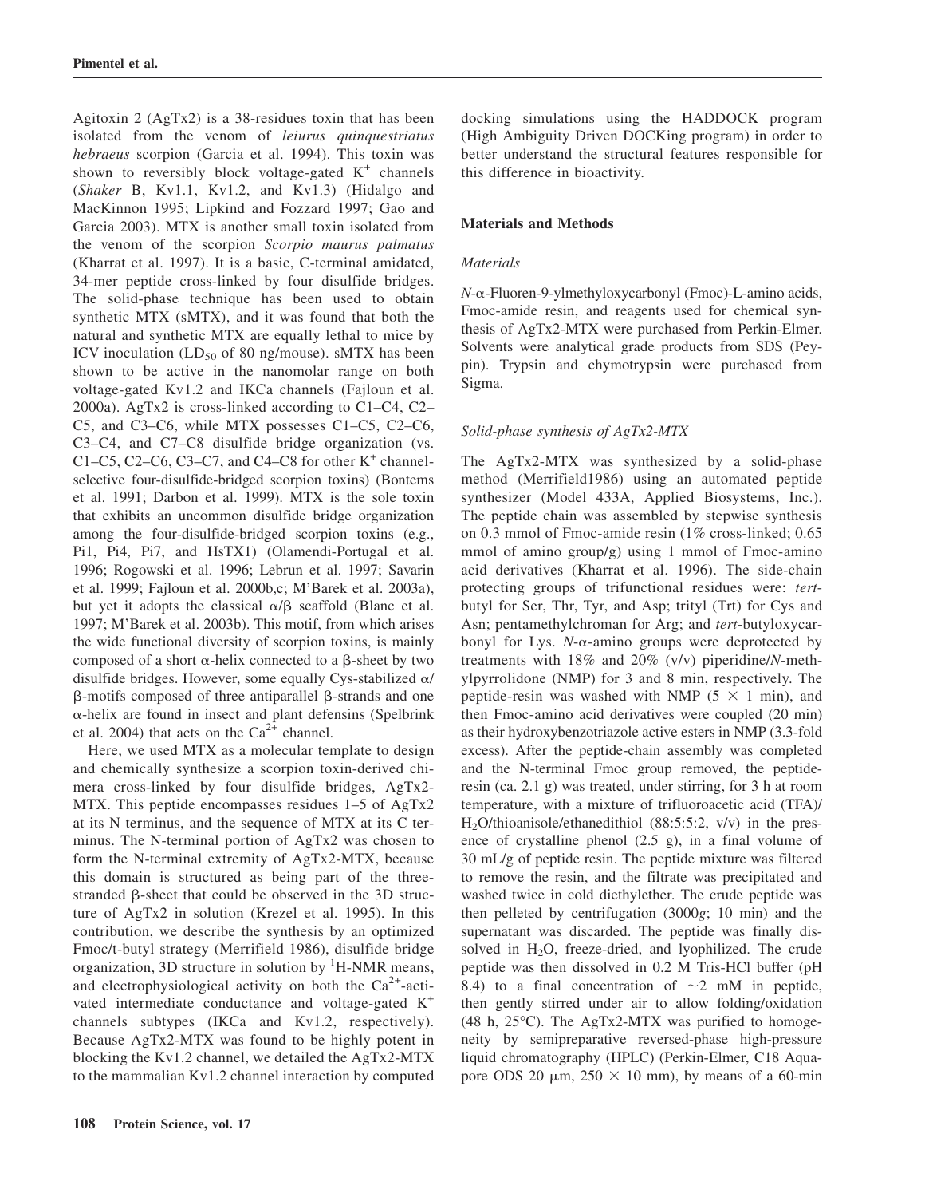Agitoxin 2 (AgTx2) is a 38-residues toxin that has been isolated from the venom of *leiurus quinquestriatus hebraeus* scorpion (Garcia et al. 1994). This toxin was shown to reversibly block voltage-gated $K^+$ channels (*Shaker* B, Kv1.1, Kv1.2, and Kv1.3) (Hidalgo and MacKinnon 1995; Lipkind and Fozzard 1997; Gao and Garcia 2003). MTX is another small toxin isolated from the venom of the scorpion *Scorpio maurus palmatus* (Kharrat et al. 1997). It is a basic, C-terminal amidated, 34-mer peptide cross-linked by four disulfide bridges. The solid-phase technique has been used to obtain synthetic MTX (sMTX), and it was found that both the natural and synthetic MTX are equally lethal to mice by ICV inoculation ($LD_{50}$ of 80 ng/mouse). sMTX has been shown to be active in the nanomolar range on both voltage-gated Kv1.2 and IKCa channels (Fajloun et al. 2000a). AgTx2 is cross-linked according to C1–C4, C2–C5, and C3–C6, while MTX possesses C1–C5, C2–C6, C3–C4, and C7–C8 disulfide bridge organization (vs. C1–C5, C2–C6, C3–C7, and C4–C8 for other $K^+$ channel-selective four-disulfide-bridged scorpion toxins) (Bontems et al. 1991; Darbon et al. 1999). MTX is the sole toxin that exhibits an uncommon disulfide bridge organization among the four-disulfide-bridged scorpion toxins (e.g., Pi1, Pi4, Pi7, and HsTX1) (Olamendi-Portugal et al. 1996; Rogowski et al. 1996; Lebrun et al. 1997; Savarin et al. 1999; Fajloun et al. 2000b,c; M'Barek et al. 2003a), but yet it adopts the classical α/β scaffold (Blanc et al. 1997; M'Barek et al. 2003b). This motif, from which arises the wide functional diversity of scorpion toxins, is mainly composed of a short α-helix connected to a β-sheet by two disulfide bridges. However, some equally Cys-stabilized α/β-motifs composed of three antiparallel β-strands and one α-helix are found in insect and plant defensins (Spelbrink et al. 2004) that acts on the $Ca^{2+}$ channel.

Here, we used MTX as a molecular template to design and chemically synthesize a scorpion toxin-derived chimera cross-linked by four disulfide bridges, AgTx2-MTX. This peptide encompasses residues 1–5 of AgTx2 at its N terminus, and the sequence of MTX at its C terminus. The N-terminal portion of AgTx2 was chosen to form the N-terminal extremity of AgTx2-MTX, because this domain is structured as being part of the three-stranded β-sheet that could be observed in the 3D structure of AgTx2 in solution (Krezel et al. 1995). In this contribution, we describe the synthesis by an optimized Fmoc/t-butyl strategy (Merrifield 1986), disulfide bridge organization, 3D structure in solution by $^1$H-NMR means, and electrophysiological activity on both the $Ca^{2+}$-activated intermediate conductance and voltage-gated $K^+$ channels subtypes (IKCa and Kv1.2, respectively). Because AgTx2-MTX was found to be highly potent in blocking the Kv1.2 channel, we detailed the AgTx2-MTX to the mammalian Kv1.2 channel interaction by computed docking simulations using the HADDOCK program (High Ambiguity Driven DOCKing program) in order to better understand the structural features responsible for this difference in bioactivity.

## Materials and Methods

### Materials

*N*-α-Fluoren-9-ylmethyloxycarbonyl (Fmoc)-L-amino acids, Fmoc-amide resin, and reagents used for chemical synthesis of AgTx2-MTX were purchased from Perkin-Elmer. Solvents were analytical grade products from SDS (Peypin). Trypsin and chymotrypsin were purchased from Sigma.

### Solid-phase synthesis of AgTx2-MTX

The AgTx2-MTX was synthesized by a solid-phase method (Merrifield1986) using an automated peptide synthesizer (Model 433A, Applied Biosystems, Inc.). The peptide chain was assembled by stepwise synthesis on 0.3 mmol of Fmoc-amide resin (1% cross-linked; 0.65 mmol of amino group/g) using 1 mmol of Fmoc-amino acid derivatives (Kharrat et al. 1996). The side-chain protecting groups of trifunctional residues were: *tert*-butyl for Ser, Thr, Tyr, and Asp; trityl (Trt) for Cys and Asn; pentamethylchroman for Arg; and *tert*-butyloxycarbonyl for Lys. *N*-α-amino groups were deprotected by treatments with 18% and 20% (v/v) piperidine/*N*-methylpyrrolidone (NMP) for 3 and 8 min, respectively. The peptide-resin was washed with NMP (5 × 1 min), and then Fmoc-amino acid derivatives were coupled (20 min) as their hydroxybenzotriazole active esters in NMP (3.3-fold excess). After the peptide-chain assembly was completed and the N-terminal Fmoc group removed, the peptide-resin (ca. 2.1 g) was treated, under stirring, for 3 h at room temperature, with a mixture of trifluoroacetic acid (TFA)/$H_2O$/thioanisole/ethanedithiol (88:5:5:2, v/v) in the presence of crystalline phenol (2.5 g), in a final volume of 30 mL/g of peptide resin. The peptide mixture was filtered to remove the resin, and the filtrate was precipitated and washed twice in cold diethylether. The crude peptide was then pelleted by centrifugation (3000*g*; 10 min) and the supernatant was discarded. The peptide was finally dissolved in $H_2O$, freeze-dried, and lyophilized. The crude peptide was then dissolved in 0.2 M Tris-HCl buffer (pH 8.4) to a final concentration of ~2 mM in peptide, then gently stirred under air to allow folding/oxidation (48 h, 25°C). The AgTx2-MTX was purified to homogeneity by semipreparative reversed-phase high-pressure liquid chromatography (HPLC) (Perkin-Elmer, C18 Aquapore ODS 20 μm, 250 × 10 mm), by means of a 60-min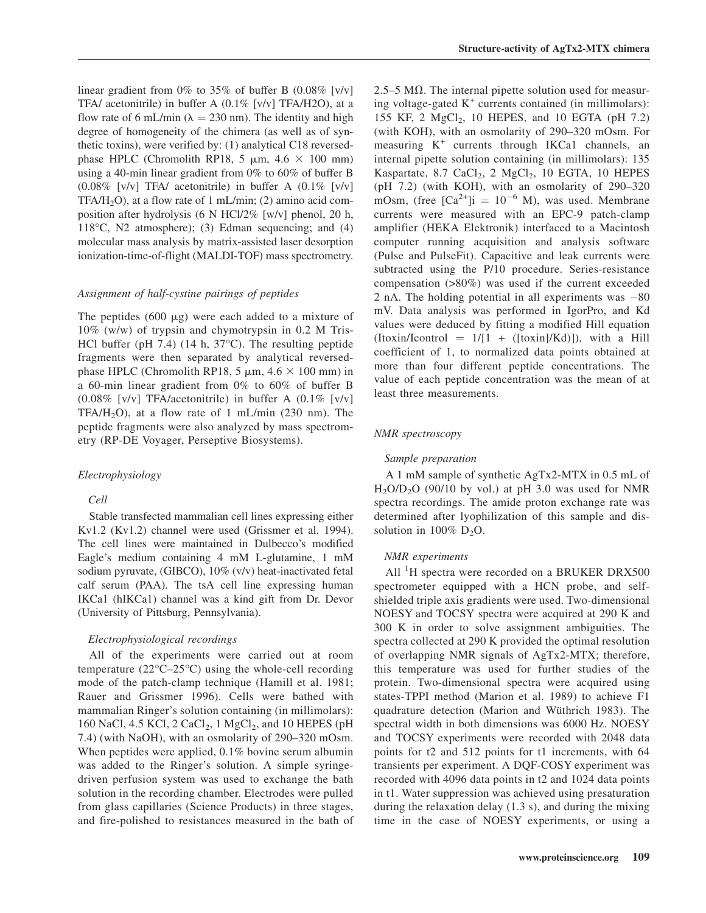linear gradient from 0% to 35% of buffer B (0.08% [v/v] TFA/ acetonitrile) in buffer A (0.1% [v/v] TFA/H2O), at a flow rate of 6 mL/min ($\lambda$ = 230 nm). The identity and high degree of homogeneity of the chimera (as well as of synthetic toxins), were verified by: (1) analytical C18 reversed-phase HPLC (Chromolith RP18, 5 $\mu$m, 4.6 × 100 mm) using a 40-min linear gradient from 0% to 60% of buffer B (0.08% [v/v] TFA/ acetonitrile) in buffer A (0.1% [v/v] TFA/$H_2O$), at a flow rate of 1 mL/min; (2) amino acid composition after hydrolysis (6 N HCl/2% [w/v] phenol, 20 h, 118°C, N2 atmosphere); (3) Edman sequencing; and (4) molecular mass analysis by matrix-assisted laser desorption ionization-time-of-flight (MALDI-TOF) mass spectrometry.

### *Assignment of half-cystine pairings of peptides*

The peptides (600 $\mu$g) were each added to a mixture of 10% (w/w) of trypsin and chymotrypsin in 0.2 M Tris-HCl buffer (pH 7.4) (14 h, 37°C). The resulting peptide fragments were then separated by analytical reversed-phase HPLC (Chromolith RP18, 5 $\mu$m, 4.6 × 100 mm) in a 60-min linear gradient from 0% to 60% of buffer B (0.08% [v/v] TFA/acetonitrile) in buffer A (0.1% [v/v] TFA/$H_2O$), at a flow rate of 1 mL/min (230 nm). The peptide fragments were also analyzed by mass spectrometry (RP-DE Voyager, Perseptive Biosystems).

### *Electrophysiology*

#### *Cell*

Stable transfected mammalian cell lines expressing either Kv1.2 (Kv1.2) channel were used (Grissmer et al. 1994). The cell lines were maintained in Dulbecco's modified Eagle's medium containing 4 mM L-glutamine, 1 mM sodium pyruvate, (GIBCO), 10% (v/v) heat-inactivated fetal calf serum (PAA). The tsA cell line expressing human IKCa1 (hIKCa1) channel was a kind gift from Dr. Devor (University of Pittsburg, Pennsylvania).

#### *Electrophysiological recordings*

All of the experiments were carried out at room temperature (22°C–25°C) using the whole-cell recording mode of the patch-clamp technique (Hamill et al. 1981; Rauer and Grissmer 1996). Cells were bathed with mammalian Ringer's solution containing (in millimolars): 160 NaCl, 4.5 KCl, 2 $CaCl_2$, 1 $MgCl_2$, and 10 HEPES (pH 7.4) (with NaOH), with an osmolarity of 290–320 mOsm. When peptides were applied, 0.1% bovine serum albumin was added to the Ringer's solution. A simple syringe-driven perfusion system was used to exchange the bath solution in the recording chamber. Electrodes were pulled from glass capillaries (Science Products) in three stages, and fire-polished to resistances measured in the bath of 2.5–5 M$\Omega$. The internal pipette solution used for measuring voltage-gated $K^+$ currents contained (in millimolars): 155 KF, 2 $MgCl_2$, 10 HEPES, and 10 EGTA (pH 7.2) (with KOH), with an osmolarity of 290–320 mOsm. For measuring $K^+$ currents through IKCa1 channels, an internal pipette solution containing (in millimolars): 135 Kaspartate, 8.7 $CaCl_2$, 2 $MgCl_2$, 10 EGTA, 10 HEPES (pH 7.2) (with KOH), with an osmolarity of 290–320 mOsm, (free $[Ca^{2+}]i = 10^{-6}$ M), was used. Membrane currents were measured with an EPC-9 patch-clamp amplifier (HEKA Elektronik) interfaced to a Macintosh computer running acquisition and analysis software (Pulse and PulseFit). Capacitive and leak currents were subtracted using the P/10 procedure. Series-resistance compensation (>80%) was used if the current exceeded 2 nA. The holding potential in all experiments was −80 mV. Data analysis was performed in IgorPro, and Kd values were deduced by fitting a modified Hill equation (Itoxin/Icontrol = 1/[1 + ([toxin]/Kd)]), with a Hill coefficient of 1, to normalized data points obtained at more than four different peptide concentrations. The value of each peptide concentration was the mean of at least three measurements.

### *NMR spectroscopy*

#### *Sample preparation*

A 1 mM sample of synthetic AgTx2-MTX in 0.5 mL of $H_2O/D_2O$ (90/10 by vol.) at pH 3.0 was used for NMR spectra recordings. The amide proton exchange rate was determined after lyophilization of this sample and dissolution in 100% $D_2O$.

#### *NMR experiments*

All $^1H$ spectra were recorded on a BRUKER DRX500 spectrometer equipped with a HCN probe, and self-shielded triple axis gradients were used. Two-dimensional NOESY and TOCSY spectra were acquired at 290 K and 300 K in order to solve assignment ambiguities. The spectra collected at 290 K provided the optimal resolution of overlapping NMR signals of AgTx2-MTX; therefore, this temperature was used for further studies of the protein. Two-dimensional spectra were acquired using states-TPPI method (Marion et al. 1989) to achieve F1 quadrature detection (Marion and Wüthrich 1983). The spectral width in both dimensions was 6000 Hz. NOESY and TOCSY experiments were recorded with 2048 data points for t2 and 512 points for t1 increments, with 64 transients per experiment. A DQF-COSY experiment was recorded with 4096 data points in t2 and 1024 data points in t1. Water suppression was achieved using presaturation during the relaxation delay (1.3 s), and during the mixing time in the case of NOESY experiments, or using a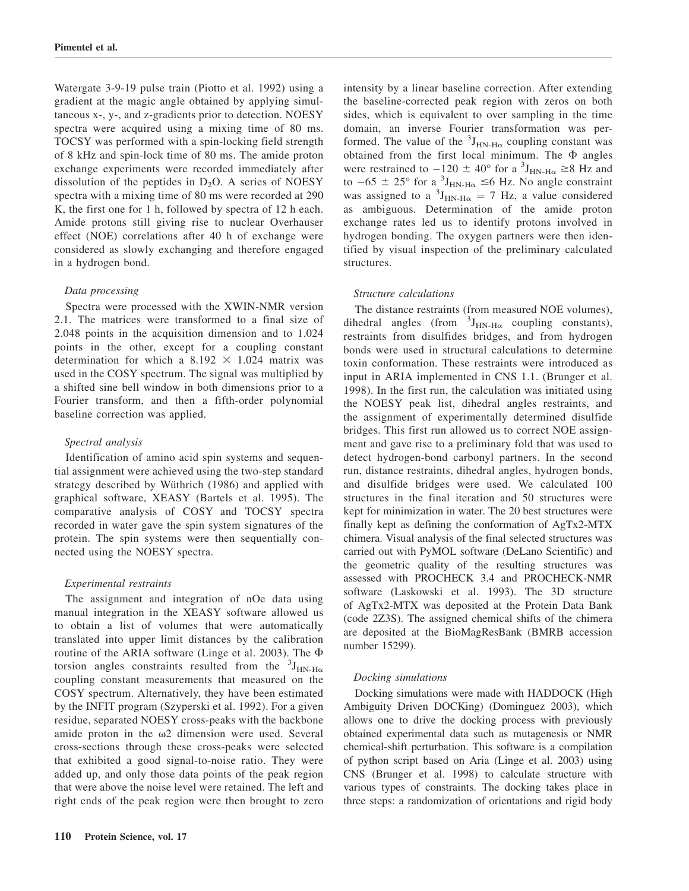Watergate 3-9-19 pulse train (Piotto et al. 1992) using a gradient at the magic angle obtained by applying simultaneous x-, y-, and z-gradients prior to detection. NOESY spectra were acquired using a mixing time of 80 ms. TOCSY was performed with a spin-locking field strength of 8 kHz and spin-lock time of 80 ms. The amide proton exchange experiments were recorded immediately after dissolution of the peptides in $D_2O$. A series of NOESY spectra with a mixing time of 80 ms were recorded at 290 K, the first one for 1 h, followed by spectra of 12 h each. Amide protons still giving rise to nuclear Overhauser effect (NOE) correlations after 40 h of exchange were considered as slowly exchanging and therefore engaged in a hydrogen bond.

*Data processing*

Spectra were processed with the XWIN-NMR version 2.1. The matrices were transformed to a final size of 2.048 points in the acquisition dimension and to 1.024 points in the other, except for a coupling constant determination for which a 8.192 $\times$ 1.024 matrix was used in the COSY spectrum. The signal was multiplied by a shifted sine bell window in both dimensions prior to a Fourier transform, and then a fifth-order polynomial baseline correction was applied.

*Spectral analysis*

Identification of amino acid spin systems and sequential assignment were achieved using the two-step standard strategy described by Wüthrich (1986) and applied with graphical software, XEASY (Bartels et al. 1995). The comparative analysis of COSY and TOCSY spectra recorded in water gave the spin system signatures of the protein. The spin systems were then sequentially connected using the NOESY spectra.

*Experimental restraints*

The assignment and integration of nOe data using manual integration in the XEASY software allowed us to obtain a list of volumes that were automatically translated into upper limit distances by the calibration routine of the ARIA software (Linge et al. 2003). The $\Phi$ torsion angles constraints resulted from the $^3J_{HN\text{-}H\alpha}$ coupling constant measurements that measured on the COSY spectrum. Alternatively, they have been estimated by the INFIT program (Szyperski et al. 1992). For a given residue, separated NOESY cross-peaks with the backbone amide proton in the $\omega 2$ dimension were used. Several cross-sections through these cross-peaks were selected that exhibited a good signal-to-noise ratio. They were added up, and only those data points of the peak region that were above the noise level were retained. The left and right ends of the peak region were then brought to zero intensity by a linear baseline correction. After extending the baseline-corrected peak region with zeros on both sides, which is equivalent to over sampling in the time domain, an inverse Fourier transformation was performed. The value of the $^3J_{HN\text{-}H\alpha}$ coupling constant was obtained from the first local minimum. The $\Phi$ angles were restrained to $-120 \pm 40°$ for a $^3J_{HN\text{-}H\alpha} \geq 8$ Hz and to $-65 \pm 25°$ for a $^3J_{HN\text{-}H\alpha} \leq 6$ Hz. No angle constraint was assigned to a $^3J_{HN\text{-}H\alpha} = 7$ Hz, a value considered as ambiguous. Determination of the amide proton exchange rates led us to identify protons involved in hydrogen bonding. The oxygen partners were then identified by visual inspection of the preliminary calculated structures.

*Structure calculations*

The distance restraints (from measured NOE volumes), dihedral angles (from $^3J_{HN\text{-}H\alpha}$ coupling constants), restraints from disulfides bridges, and from hydrogen bonds were used in structural calculations to determine toxin conformation. These restraints were introduced as input in ARIA implemented in CNS 1.1. (Brunger et al. 1998). In the first run, the calculation was initiated using the NOESY peak list, dihedral angles restraints, and the assignment of experimentally determined disulfide bridges. This first run allowed us to correct NOE assignment and gave rise to a preliminary fold that was used to detect hydrogen-bond carbonyl partners. In the second run, distance restraints, dihedral angles, hydrogen bonds, and disulfide bridges were used. We calculated 100 structures in the final iteration and 50 structures were kept for minimization in water. The 20 best structures were finally kept as defining the conformation of AgTx2-MTX chimera. Visual analysis of the final selected structures was carried out with PyMOL software (DeLano Scientific) and the geometric quality of the resulting structures was assessed with PROCHECK 3.4 and PROCHECK-NMR software (Laskowski et al. 1993). The 3D structure of AgTx2-MTX was deposited at the Protein Data Bank (code 2Z3S). The assigned chemical shifts of the chimera are deposited at the BioMagResBank (BMRB accession number 15299).

*Docking simulations*

Docking simulations were made with HADDOCK (High Ambiguity Driven DOCKing) (Dominguez 2003), which allows one to drive the docking process with previously obtained experimental data such as mutagenesis or NMR chemical-shift perturbation. This software is a compilation of python script based on Aria (Linge et al. 2003) using CNS (Brunger et al. 1998) to calculate structure with various types of constraints. The docking takes place in three steps: a randomization of orientations and rigid body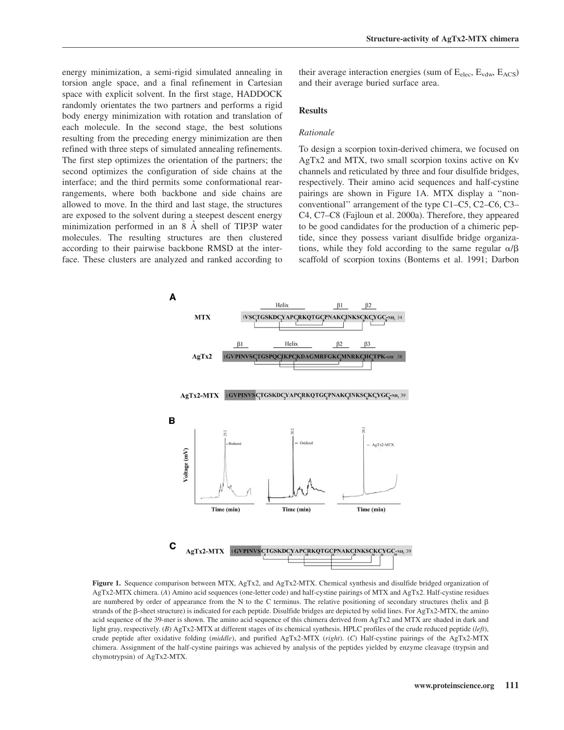energy minimization, a semi-rigid simulated annealing in torsion angle space, and a final refinement in Cartesian space with explicit solvent. In the first stage, HADDOCK randomly orientates the two partners and performs a rigid body energy minimization with rotation and translation of each molecule. In the second stage, the best solutions resulting from the preceding energy minimization are then refined with three steps of simulated annealing refinements. The first step optimizes the orientation of the partners; the second optimizes the configuration of side chains at the interface; and the third permits some conformational rearrangements, where both backbone and side chains are allowed to move. In the third and last stage, the structures are exposed to the solvent during a steepest descent energy minimization performed in an 8 Å shell of TIP3P water molecules. The resulting structures are then clustered according to their pairwise backbone RMSD at the interface. These clusters are analyzed and ranked according to their average interaction energies (sum of $E_{elec}$, $E_{vdw}$, $E_{ACS}$) and their average buried surface area.

## Results

### Rationale

To design a scorpion toxin-derived chimera, we focused on AgTx2 and MTX, two small scorpion toxins active on Kv channels and reticulated by three and four disulfide bridges, respectively. Their amino acid sequences and half-cystine pairings are shown in Figure 1A. MTX display a "non-conventional" arrangement of the type C1–C5, C2–C6, C3–C4, C7–C8 (Fajloun et al. 2000a). Therefore, they appeared to be good candidates for the production of a chimeric peptide, since they possess variant disulfide bridge organizations, while they fold according to the same regular α/β scaffold of scorpion toxins (Bontems et al. 1991; Darbon

**Figure 1.** Sequence comparison between MTX, AgTx2, and AgTx2-MTX. Chemical synthesis and disulfide bridged organization of AgTx2-MTX chimera. (*A*) Amino acid sequences (one-letter code) and half-cystine pairings of MTX and AgTx2. Half-cystine residues are numbered by order of appearance from the N to the C terminus. The relative positioning of secondary structures (helix and β strands of the β-sheet structure) is indicated for each peptide. Disulfide bridges are depicted by solid lines. For AgTx2-MTX, the amino acid sequence of the 39-mer is shown. The amino acid sequence of this chimera derived from AgTx2 and MTX are shaded in dark and light gray, respectively. (*B*) AgTx2-MTX at different stages of its chemical synthesis. HPLC profiles of the crude reduced peptide (*left*), crude peptide after oxidative folding (*middle*), and purified AgTx2-MTX (*right*). (*C*) Half-cystine pairings of the AgTx2-MTX chimera. Assignment of the half-cystine pairings was achieved by analysis of the peptides yielded by enzyme cleavage (trypsin and chymotrypsin) of AgTx2-MTX.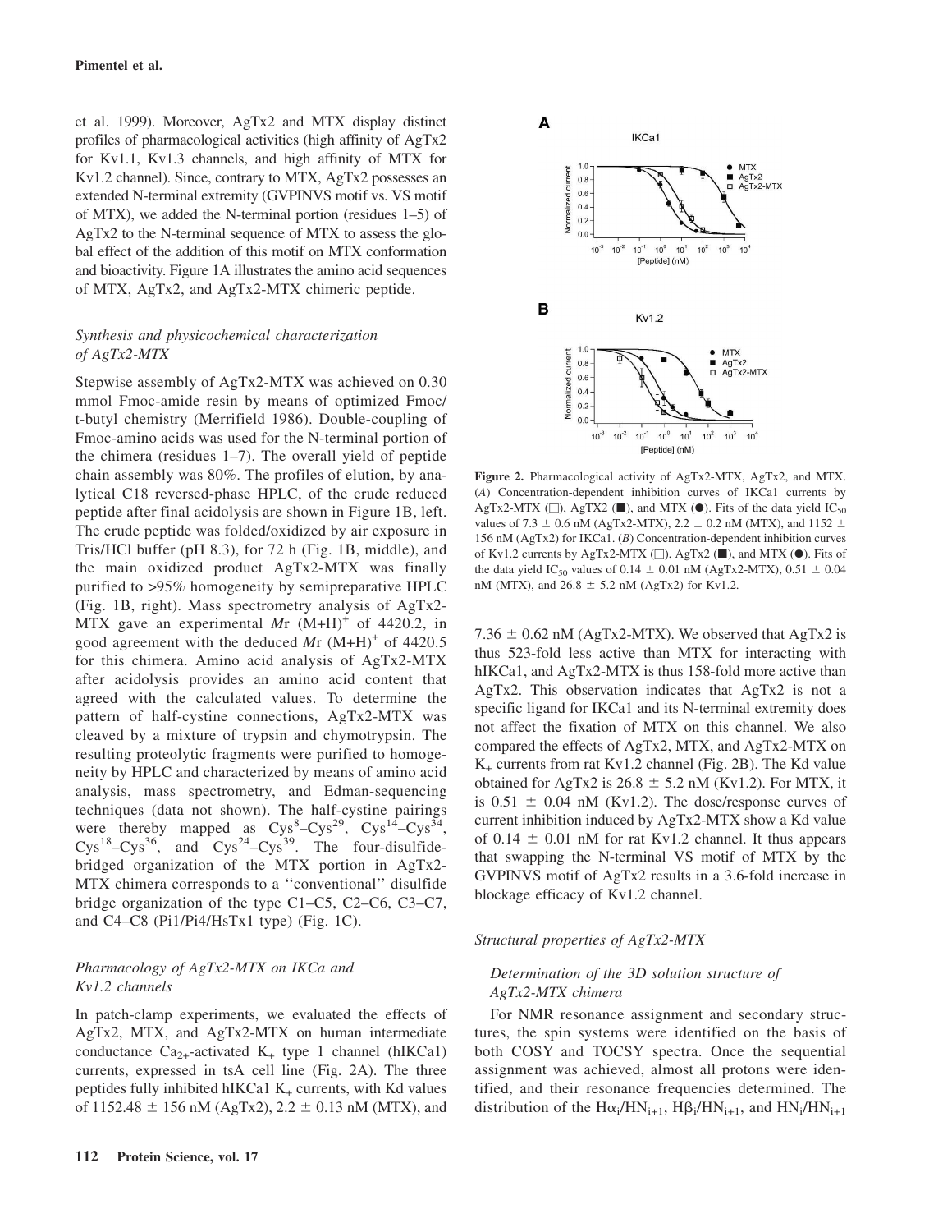et al. 1999). Moreover, AgTx2 and MTX display distinct profiles of pharmacological activities (high affinity of AgTx2 for Kv1.1, Kv1.3 channels, and high affinity of MTX for Kv1.2 channel). Since, contrary to MTX, AgTx2 possesses an extended N-terminal extremity (GVPINVS motif vs. VS motif of MTX), we added the N-terminal portion (residues 1–5) of AgTx2 to the N-terminal sequence of MTX to assess the global effect of the addition of this motif on MTX conformation and bioactivity. Figure 1A illustrates the amino acid sequences of MTX, AgTx2, and AgTx2-MTX chimeric peptide.

### *Synthesis and physicochemical characterization of AgTx2-MTX*

Stepwise assembly of AgTx2-MTX was achieved on 0.30 mmol Fmoc-amide resin by means of optimized Fmoc/t-butyl chemistry (Merrifield 1986). Double-coupling of Fmoc-amino acids was used for the N-terminal portion of the chimera (residues 1–7). The overall yield of peptide chain assembly was 80%. The profiles of elution, by analytical C18 reversed-phase HPLC, of the crude reduced peptide after final acidolysis are shown in Figure 1B, left. The crude peptide was folded/oxidized by air exposure in Tris/HCl buffer (pH 8.3), for 72 h (Fig. 1B, middle), and the main oxidized product AgTx2-MTX was finally purified to >95% homogeneity by semipreparative HPLC (Fig. 1B, right). Mass spectrometry analysis of AgTx2-MTX gave an experimental *M*r $(M+H)^+$ of 4420.2, in good agreement with the deduced *M*r $(M+H)^+$ of 4420.5 for this chimera. Amino acid analysis of AgTx2-MTX after acidolysis provides an amino acid content that agreed with the calculated values. To determine the pattern of half-cystine connections, AgTx2-MTX was cleaved by a mixture of trypsin and chymotrypsin. The resulting proteolytic fragments were purified to homogeneity by HPLC and characterized by means of amino acid analysis, mass spectrometry, and Edman-sequencing techniques (data not shown). The half-cystine pairings were thereby mapped as $Cys^8$–$Cys^{29}$, $Cys^{14}$–$Cys^{34}$, $Cys^{18}$–$Cys^{36}$, and $Cys^{24}$–$Cys^{39}$. The four-disulfide-bridged organization of the MTX portion in AgTx2-MTX chimera corresponds to a ''conventional'' disulfide bridge organization of the type C1–C5, C2–C6, C3–C7, and C4–C8 (Pi1/Pi4/HsTx1 type) (Fig. 1C).

### *Pharmacology of AgTx2-MTX on IKCa and Kv1.2 channels*

In patch-clamp experiments, we evaluated the effects of AgTx2, MTX, and AgTx2-MTX on human intermediate conductance $Ca_{2+}$-activated $K_+$ type 1 channel (hIKCa1) currents, expressed in tsA cell line (Fig. 2A). The three peptides fully inhibited hIKCa1 $K_+$ currents, with Kd values of 1152.48 ± 156 nM (AgTx2), 2.2 ± 0.13 nM (MTX), and 7.36 ± 0.62 nM (AgTx2-MTX). We observed that AgTx2 is thus 523-fold less active than MTX for interacting with hIKCa1, and AgTx2-MTX is thus 158-fold more active than AgTx2. This observation indicates that AgTx2 is not a specific ligand for IKCa1 and its N-terminal extremity does not affect the fixation of MTX on this channel. We also compared the effects of AgTx2, MTX, and AgTx2-MTX on $K_+$ currents from rat Kv1.2 channel (Fig. 2B). The Kd value obtained for AgTx2 is 26.8 ± 5.2 nM (Kv1.2). For MTX, it is 0.51 ± 0.04 nM (Kv1.2). The dose/response curves of current inhibition induced by AgTx2-MTX show a Kd value of 0.14 ± 0.01 nM for rat Kv1.2 channel. It thus appears that swapping the N-terminal VS motif of MTX by the GVPINVS motif of AgTx2 results in a 3.6-fold increase in blockage efficacy of Kv1.2 channel.

**Figure 2.** Pharmacological activity of AgTx2-MTX, AgTx2, and MTX. (*A*) Concentration-dependent inhibition curves of IKCa1 currents by AgTx2-MTX (□), AgTX2 (■), and MTX (●). Fits of the data yield $IC_{50}$ values of 7.3 ± 0.6 nM (AgTx2-MTX), 2.2 ± 0.2 nM (MTX), and 1152 ± 156 nM (AgTx2) for IKCa1. (*B*) Concentration-dependent inhibition curves of Kv1.2 currents by AgTx2-MTX (□), AgTx2 (■), and MTX (●). Fits of the data yield $IC_{50}$ values of 0.14 ± 0.01 nM (AgTx2-MTX), 0.51 ± 0.04 nM (MTX), and 26.8 ± 5.2 nM (AgTx2) for Kv1.2.

### *Structural properties of AgTx2-MTX*

#### *Determination of the 3D solution structure of AgTx2-MTX chimera*

For NMR resonance assignment and secondary structures, the spin systems were identified on the basis of both COSY and TOCSY spectra. Once the sequential assignment was achieved, almost all protons were identified, and their resonance frequencies determined. The distribution of the $H\alpha_i/HN_{i+1}$, $H\beta_i/HN_{i+1}$, and $HN_i/HN_{i+1}$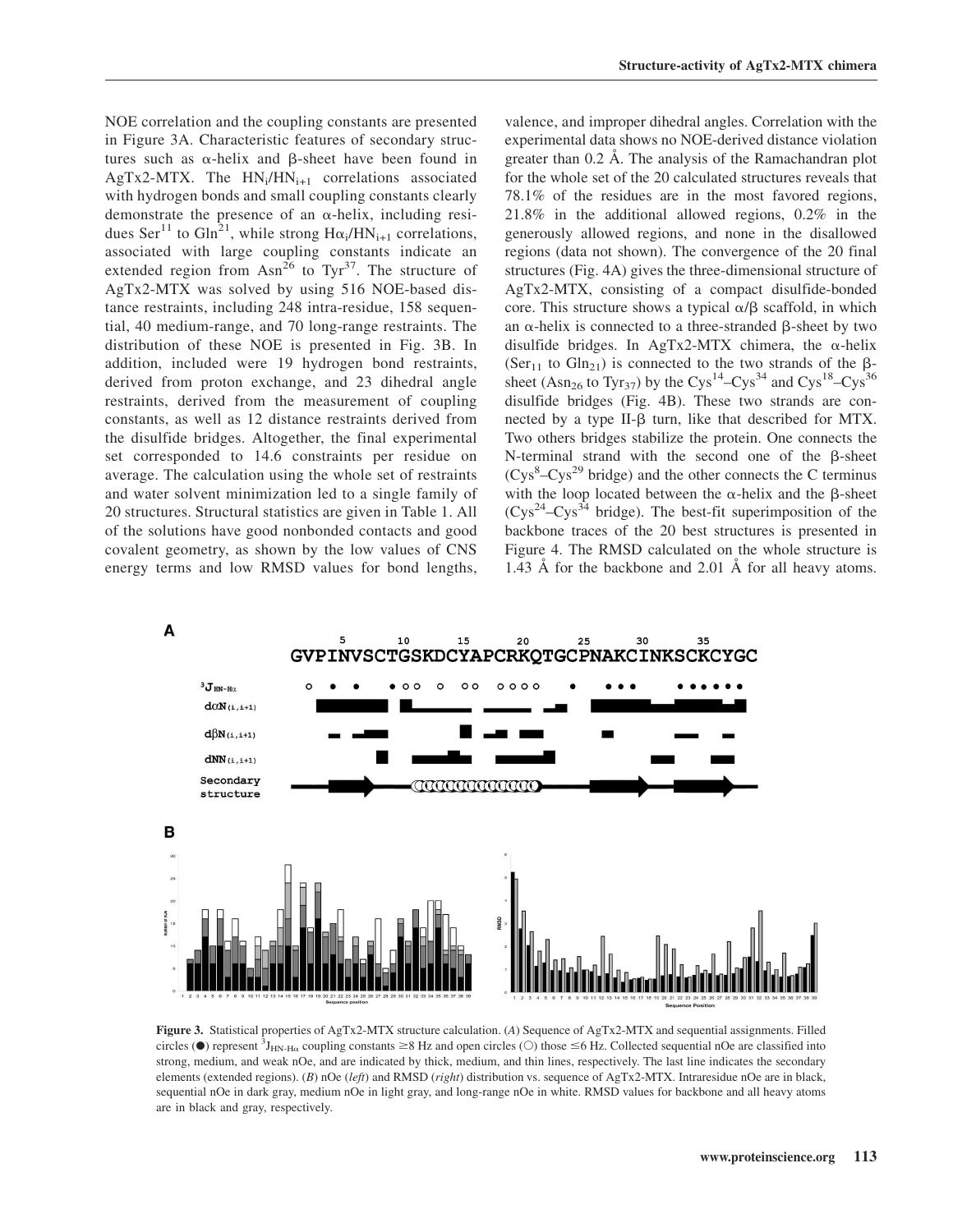NOE correlation and the coupling constants are presented in Figure 3A. Characteristic features of secondary structures such as α-helix and β-sheet have been found in AgTx2-MTX. The $HN_i/HN_{i+1}$ correlations associated with hydrogen bonds and small coupling constants clearly demonstrate the presence of an α-helix, including residues $Ser^{11}$ to $Gln^{21}$, while strong $H\alpha_i/HN_{i+1}$ correlations, associated with large coupling constants indicate an extended region from $Asn^{26}$ to $Tyr^{37}$. The structure of AgTx2-MTX was solved by using 516 NOE-based distance restraints, including 248 intra-residue, 158 sequential, 40 medium-range, and 70 long-range restraints. The distribution of these NOE is presented in Fig. 3B. In addition, included were 19 hydrogen bond restraints, derived from proton exchange, and 23 dihedral angle restraints, derived from the measurement of coupling constants, as well as 12 distance restraints derived from the disulfide bridges. Altogether, the final experimental set corresponded to 14.6 constraints per residue on average. The calculation using the whole set of restraints and water solvent minimization led to a single family of 20 structures. Structural statistics are given in Table 1. All of the solutions have good nonbonded contacts and good covalent geometry, as shown by the low values of CNS energy terms and low RMSD values for bond lengths, valence, and improper dihedral angles. Correlation with the experimental data shows no NOE-derived distance violation greater than 0.2 Å. The analysis of the Ramachandran plot for the whole set of the 20 calculated structures reveals that 78.1% of the residues are in the most favored regions, 21.8% in the additional allowed regions, 0.2% in the generously allowed regions, and none in the disallowed regions (data not shown). The convergence of the 20 final structures (Fig. 4A) gives the three-dimensional structure of AgTx2-MTX, consisting of a compact disulfide-bonded core. This structure shows a typical α/β scaffold, in which an α-helix is connected to a three-stranded β-sheet by two disulfide bridges. In AgTx2-MTX chimera, the α-helix ($Ser_{11}$ to $Gln_{21}$) is connected to the two strands of the β-sheet ($Asn_{26}$ to $Tyr_{37}$) by the $Cys^{14}$–$Cys^{34}$ and $Cys^{18}$–$Cys^{36}$ disulfide bridges (Fig. 4B). These two strands are connected by a type II-β turn, like that described for MTX. Two others bridges stabilize the protein. One connects the N-terminal strand with the second one of the β-sheet ($Cys^{8}$–$Cys^{29}$ bridge) and the other connects the C terminus with the loop located between the α-helix and the β-sheet ($Cys^{24}$–$Cys^{34}$ bridge). The best-fit superimposition of the backbone traces of the 20 best structures is presented in Figure 4. The RMSD calculated on the whole structure is 1.43 Å for the backbone and 2.01 Å for all heavy atoms.

**Figure 3.** Statistical properties of AgTx2-MTX structure calculation. (*A*) Sequence of AgTx2-MTX and sequential assignments. Filled circles (●) represent $^{3}J_{HN-H\alpha}$ coupling constants ≥8 Hz and open circles (○) those ≤6 Hz. Collected sequential nOe are classified into strong, medium, and weak nOe, and are indicated by thick, medium, and thin lines, respectively. The last line indicates the secondary elements (extended regions). (*B*) nOe (*left*) and RMSD (*right*) distribution vs. sequence of AgTx2-MTX. Intraresidue nOe are in black, sequential nOe in dark gray, medium nOe in light gray, and long-range nOe in white. RMSD values for backbone and all heavy atoms are in black and gray, respectively.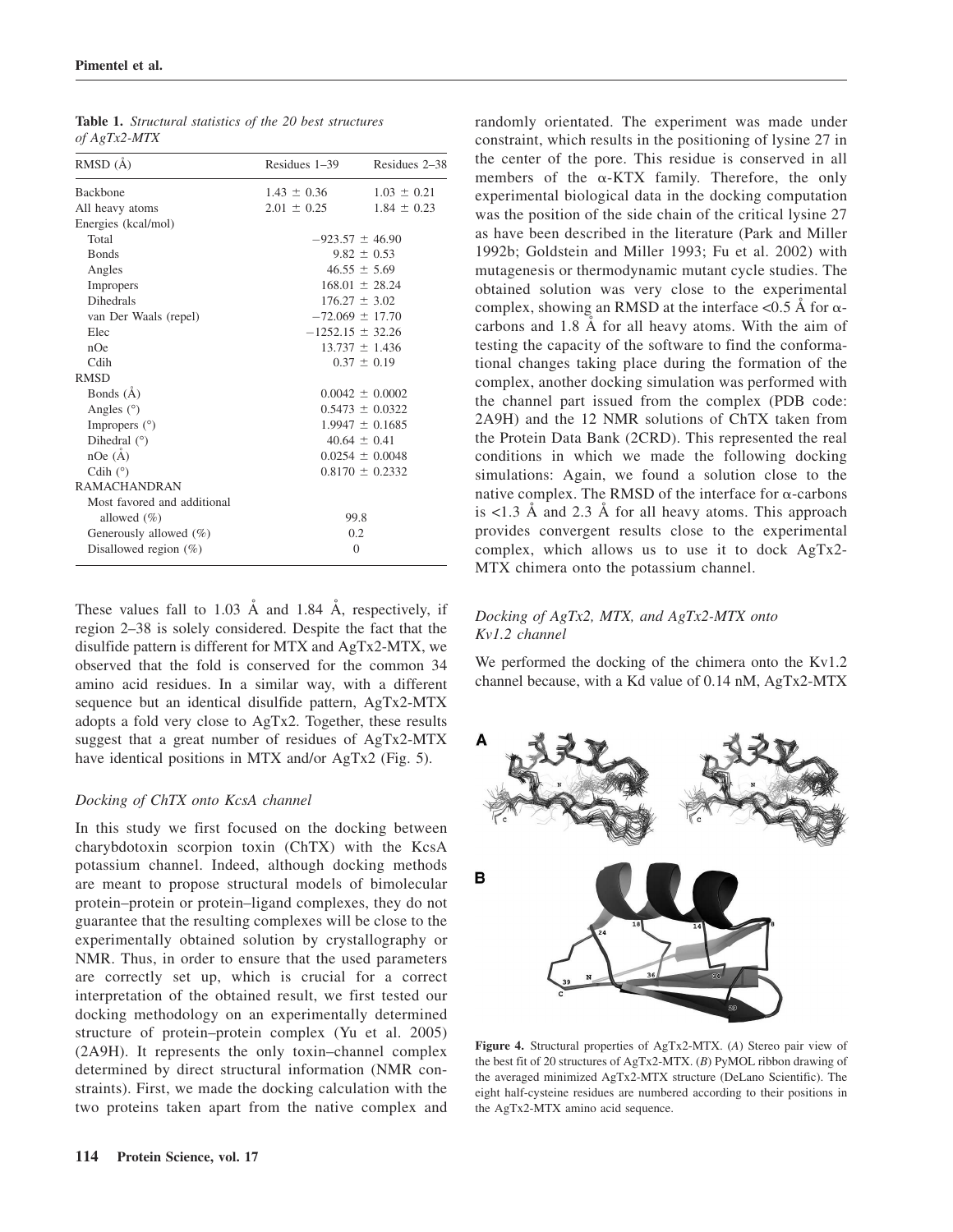**Table 1.** *Structural statistics of the 20 best structures of AgTx2-MTX*

| RMSD (Å) | Residues 1–39 | Residues 2–38 |
|---|---|---|
| Backbone | 1.43 ± 0.36 | 1.03 ± 0.21 |
| All heavy atoms | 2.01 ± 0.25 | 1.84 ± 0.23 |
| Energies (kcal/mol) | | |
| Total | −923.57 ± 46.90 | |
| Bonds | 9.82 ± 0.53 | |
| Angles | 46.55 ± 5.69 | |
| Impropers | 168.01 ± 28.24 | |
| Dihedrals | 176.27 ± 3.02 | |
| van Der Waals (repel) | −72.069 ± 17.70 | |
| Elec | −1252.15 ± 32.26 | |
| nOe | 13.737 ± 1.436 | |
| Cdih | 0.37 ± 0.19 | |
| RMSD | | |
| Bonds (Å) | 0.0042 ± 0.0002 | |
| Angles (°) | 0.5473 ± 0.0322 | |
| Impropers (°) | 1.9947 ± 0.1685 | |
| Dihedral (°) | 40.64 ± 0.41 | |
| nOe (Å) | 0.0254 ± 0.0048 | |
| Cdih (°) | 0.8170 ± 0.2332 | |
| RAMACHANDRAN | | |
| Most favored and additional allowed (%) | 99.8 | |
| Generously allowed (%) | 0.2 | |
| Disallowed region (%) | 0 | |

These values fall to 1.03 Å and 1.84 Å, respectively, if region 2–38 is solely considered. Despite the fact that the disulfide pattern is different for MTX and AgTx2-MTX, we observed that the fold is conserved for the common 34 amino acid residues. In a similar way, with a different sequence but an identical disulfide pattern, AgTx2-MTX adopts a fold very close to AgTx2. Together, these results suggest that a great number of residues of AgTx2-MTX have identical positions in MTX and/or AgTx2 (Fig. 5).

### *Docking of ChTX onto KcsA channel*

In this study we first focused on the docking between charybdotoxin scorpion toxin (ChTX) with the KcsA potassium channel. Indeed, although docking methods are meant to propose structural models of bimolecular protein–protein or protein–ligand complexes, they do not guarantee that the resulting complexes will be close to the experimentally obtained solution by crystallography or NMR. Thus, in order to ensure that the used parameters are correctly set up, which is crucial for a correct interpretation of the obtained result, we first tested our docking methodology on an experimentally determined structure of protein–protein complex (Yu et al. 2005) (2A9H). It represents the only toxin–channel complex determined by direct structural information (NMR constraints). First, we made the docking calculation with the two proteins taken apart from the native complex and randomly orientated. The experiment was made under constraint, which results in the positioning of lysine 27 in the center of the pore. This residue is conserved in all members of the α-KTX family. Therefore, the only experimental biological data in the docking computation was the position of the side chain of the critical lysine 27 as have been described in the literature (Park and Miller 1992b; Goldstein and Miller 1993; Fu et al. 2002) with mutagenesis or thermodynamic mutant cycle studies. The obtained solution was very close to the experimental complex, showing an RMSD at the interface <0.5 Å for α-carbons and 1.8 Å for all heavy atoms. With the aim of testing the capacity of the software to find the conformational changes taking place during the formation of the complex, another docking simulation was performed with the channel part issued from the complex (PDB code: 2A9H) and the 12 NMR solutions of ChTX taken from the Protein Data Bank (2CRD). This represented the real conditions in which we made the following docking simulations: Again, we found a solution close to the native complex. The RMSD of the interface for α-carbons is <1.3 Å and 2.3 Å for all heavy atoms. This approach provides convergent results close to the experimental complex, which allows us to use it to dock AgTx2-MTX chimera onto the potassium channel.

### *Docking of AgTx2, MTX, and AgTx2-MTX onto Kv1.2 channel*

We performed the docking of the chimera onto the Kv1.2 channel because, with a Kd value of 0.14 nM, AgTx2-MTX

**Figure 4.** Structural properties of AgTx2-MTX. (*A*) Stereo pair view of the best fit of 20 structures of AgTx2-MTX. (*B*) PyMOL ribbon drawing of the averaged minimized AgTx2-MTX structure (DeLano Scientific). The eight half-cysteine residues are numbered according to their positions in the AgTx2-MTX amino acid sequence.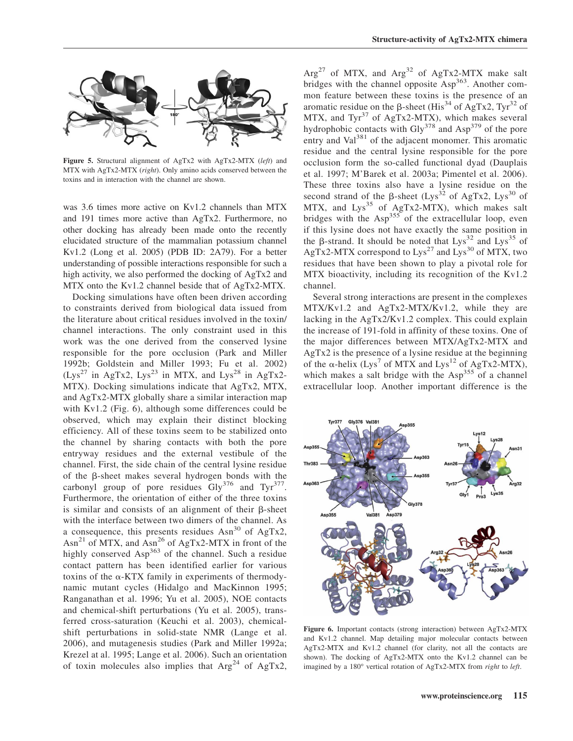Figure 5. Structural alignment of AgTx2 with AgTx2-MTX (*left*) and MTX with AgTx2-MTX (*right*). Only amino acids conserved between the toxins and in interaction with the channel are shown.

was 3.6 times more active on Kv1.2 channels than MTX and 191 times more active than AgTx2. Furthermore, no other docking has already been made onto the recently elucidated structure of the mammalian potassium channel Kv1.2 (Long et al. 2005) (PDB ID: 2A79). For a better understanding of possible interactions responsible for such a high activity, we also performed the docking of AgTx2 and MTX onto the Kv1.2 channel beside that of AgTx2-MTX.

Docking simulations have often been driven according to constraints derived from biological data issued from the literature about critical residues involved in the toxin/channel interactions. The only constraint used in this work was the one derived from the conserved lysine responsible for the pore occlusion (Park and Miller 1992b; Goldstein and Miller 1993; Fu et al. 2002) (Lys$^{27}$ in AgTx2, Lys$^{23}$ in MTX, and Lys$^{28}$ in AgTx2-MTX). Docking simulations indicate that AgTx2, MTX, and AgTx2-MTX globally share a similar interaction map with Kv1.2 (Fig. 6), although some differences could be observed, which may explain their distinct blocking efficiency. All of these toxins seem to be stabilized onto the channel by sharing contacts with both the pore entryway residues and the external vestibule of the channel. First, the side chain of the central lysine residue of the β-sheet makes several hydrogen bonds with the carbonyl group of pore residues Gly$^{376}$ and Tyr$^{377}$. Furthermore, the orientation of either of the three toxins is similar and consists of an alignment of their β-sheet with the interface between two dimers of the channel. As a consequence, this presents residues Asn$^{30}$ of AgTx2, Asn$^{21}$ of MTX, and Asn$^{26}$ of AgTx2-MTX in front of the highly conserved Asp$^{363}$ of the channel. Such a residue contact pattern has been identified earlier for various toxins of the α-KTX family in experiments of thermodynamic mutant cycles (Hidalgo and MacKinnon 1995; Ranganathan et al. 1996; Yu et al. 2005), NOE contacts and chemical-shift perturbations (Yu et al. 2005), transferred cross-saturation (Keuchi et al. 2003), chemical-shift perturbations in solid-state NMR (Lange et al. 2006), and mutagenesis studies (Park and Miller 1992a; Krezel at al. 1995; Lange et al. 2006). Such an orientation of toxin molecules also implies that Arg$^{24}$ of AgTx2, Arg$^{27}$ of MTX, and Arg$^{32}$ of AgTx2-MTX make salt bridges with the channel opposite Asp$^{363}$. Another common feature between these toxins is the presence of an aromatic residue on the β-sheet (His$^{34}$ of AgTx2, Tyr$^{32}$ of MTX, and Tyr$^{37}$ of AgTx2-MTX), which makes several hydrophobic contacts with Gly$^{378}$ and Asp$^{379}$ of the pore entry and Val$^{381}$ of the adjacent monomer. This aromatic residue and the central lysine responsible for the pore occlusion form the so-called functional dyad (Dauplais et al. 1997; M'Barek et al. 2003a; Pimentel et al. 2006). These three toxins also have a lysine residue on the second strand of the β-sheet (Lys$^{32}$ of AgTx2, Lys$^{30}$ of MTX, and Lys$^{35}$ of AgTx2-MTX), which makes salt bridges with the Asp$^{355}$ of the extracellular loop, even if this lysine does not have exactly the same position in the β-strand. It should be noted that Lys$^{32}$ and Lys$^{35}$ of AgTx2-MTX correspond to Lys$^{27}$ and Lys$^{30}$ of MTX, two residues that have been shown to play a pivotal role for MTX bioactivity, including its recognition of the Kv1.2 channel.

Several strong interactions are present in the complexes MTX/Kv1.2 and AgTx2-MTX/Kv1.2, while they are lacking in the AgTx2/Kv1.2 complex. This could explain the increase of 191-fold in affinity of these toxins. One of the major differences between MTX/AgTx2-MTX and AgTx2 is the presence of a lysine residue at the beginning of the α-helix (Lys$^{7}$ of MTX and Lys$^{12}$ of AgTx2-MTX), which makes a salt bridge with the Asp$^{355}$ of a channel extracellular loop. Another important difference is the

Figure 6. Important contacts (strong interaction) between AgTx2-MTX and Kv1.2 channel. Map detailing major molecular contacts between AgTx2-MTX and Kv1.2 channel (for clarity, not all the contacts are shown). The docking of AgTx2-MTX onto the Kv1.2 channel can be imagined by a 180° vertical rotation of AgTx2-MTX from *right* to *left*.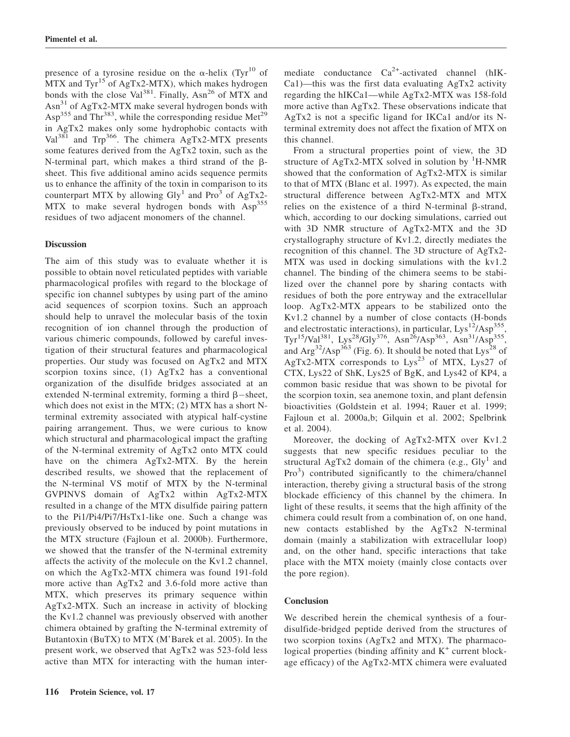presence of a tyrosine residue on the α-helix (Tyr$^{10}$ of MTX and Tyr$^{15}$ of AgTx2-MTX), which makes hydrogen bonds with the close Val$^{381}$. Finally, Asn$^{26}$ of MTX and Asn$^{31}$ of AgTx2-MTX make several hydrogen bonds with Asp$^{355}$ and Thr$^{383}$, while the corresponding residue Met$^{29}$ in AgTx2 makes only some hydrophobic contacts with Val$^{381}$ and Trp$^{366}$. The chimera AgTx2-MTX presents some features derived from the AgTx2 toxin, such as the N-terminal part, which makes a third strand of the β-sheet. This five additional amino acids sequence permits us to enhance the affinity of the toxin in comparison to its counterpart MTX by allowing Gly$^{1}$ and Pro$^{3}$ of AgTx2-MTX to make several hydrogen bonds with Asp$^{355}$ residues of two adjacent monomers of the channel.

## Discussion

The aim of this study was to evaluate whether it is possible to obtain novel reticulated peptides with variable pharmacological profiles with regard to the blockage of specific ion channel subtypes by using part of the amino acid sequences of scorpion toxins. Such an approach should help to unravel the molecular basis of the toxin recognition of ion channel through the production of various chimeric compounds, followed by careful investigation of their structural features and pharmacological properties. Our study was focused on AgTx2 and MTX scorpion toxins since, (1) AgTx2 has a conventional organization of the disulfide bridges associated at an extended N-terminal extremity, forming a third β−sheet, which does not exist in the MTX; (2) MTX has a short N-terminal extremity associated with atypical half-cystine pairing arrangement. Thus, we were curious to know which structural and pharmacological impact the grafting of the N-terminal extremity of AgTx2 onto MTX could have on the chimera AgTx2-MTX. By the herein described results, we showed that the replacement of the N-terminal VS motif of MTX by the N-terminal GVPINVS domain of AgTx2 within AgTx2-MTX resulted in a change of the MTX disulfide pairing pattern to the Pi1/Pi4/Pi7/HsTx1-like one. Such a change was previously observed to be induced by point mutations in the MTX structure (Fajloun et al. 2000b). Furthermore, we showed that the transfer of the N-terminal extremity affects the activity of the molecule on the Kv1.2 channel, on which the AgTx2-MTX chimera was found 191-fold more active than AgTx2 and 3.6-fold more active than MTX, which preserves its primary sequence within AgTx2-MTX. Such an increase in activity of blocking the Kv1.2 channel was previously observed with another chimera obtained by grafting the N-terminal extremity of Butantoxin (BuTX) to MTX (M'Barek et al. 2005). In the present work, we observed that AgTx2 was 523-fold less active than MTX for interacting with the human intermediate conductance $Ca^{2+}$-activated channel (hIKCa1)—this was the first data evaluating AgTx2 activity regarding the hIKCa1—while AgTx2-MTX was 158-fold more active than AgTx2. These observations indicate that AgTx2 is not a specific ligand for IKCa1 and/or its N-terminal extremity does not affect the fixation of MTX on this channel.

From a structural properties point of view, the 3D structure of AgTx2-MTX solved in solution by $^{1}$H-NMR showed that the conformation of AgTx2-MTX is similar to that of MTX (Blanc et al. 1997). As expected, the main structural difference between AgTx2-MTX and MTX relies on the existence of a third N-terminal β-strand, which, according to our docking simulations, carried out with 3D NMR structure of AgTx2-MTX and the 3D crystallography structure of Kv1.2, directly mediates the recognition of this channel. The 3D structure of AgTx2-MTX was used in docking simulations with the kv1.2 channel. The binding of the chimera seems to be stabilized over the channel pore by sharing contacts with residues of both the pore entryway and the extracellular loop. AgTx2-MTX appears to be stabilized onto the Kv1.2 channel by a number of close contacts (H-bonds and electrostatic interactions), in particular, Lys$^{12}$/Asp$^{355}$, Tyr$^{15}$/Val$^{381}$, Lys$^{28}$/Gly$^{376}$, Asn$^{26}$/Asp$^{363}$, Asn$^{31}$/Asp$^{355}$, and Arg$^{32}$/Asp$^{363}$ (Fig. 6). It should be noted that Lys$^{28}$ of AgTx2-MTX corresponds to Lys$^{23}$ of MTX, Lys27 of CTX, Lys22 of ShK, Lys25 of BgK, and Lys42 of KP4, a common basic residue that was shown to be pivotal for the scorpion toxin, sea anemone toxin, and plant defensin bioactivities (Goldstein et al. 1994; Rauer et al. 1999; Fajloun et al. 2000a,b; Gilquin et al. 2002; Spelbrink et al. 2004).

Moreover, the docking of AgTx2-MTX over Kv1.2 suggests that new specific residues peculiar to the structural AgTx2 domain of the chimera (e.g., Gly$^{1}$ and Pro$^{3}$) contributed significantly to the chimera/channel interaction, thereby giving a structural basis of the strong blockade efficiency of this channel by the chimera. In light of these results, it seems that the high affinity of the chimera could result from a combination of, on one hand, new contacts established by the AgTx2 N-terminal domain (mainly a stabilization with extracellular loop) and, on the other hand, specific interactions that take place with the MTX moiety (mainly close contacts over the pore region).

## Conclusion

We described herein the chemical synthesis of a four-disulfide-bridged peptide derived from the structures of two scorpion toxins (AgTx2 and MTX). The pharmacological properties (binding affinity and $K^{+}$ current blockage efficacy) of the AgTx2-MTX chimera were evaluated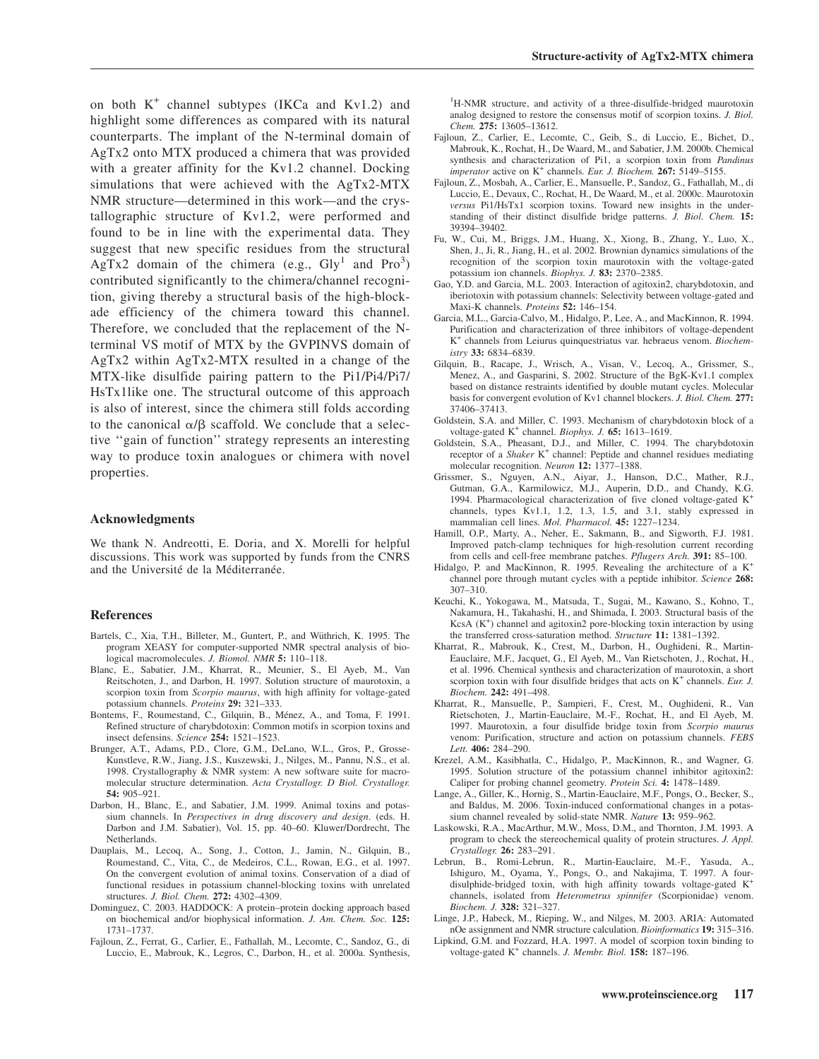on both $K^+$ channel subtypes (IKCa and Kv1.2) and highlight some differences as compared with its natural counterparts. The implant of the N-terminal domain of AgTx2 onto MTX produced a chimera that was provided with a greater affinity for the Kv1.2 channel. Docking simulations that were achieved with the AgTx2-MTX NMR structure—determined in this work—and the crystallographic structure of Kv1.2, were performed and found to be in line with the experimental data. They suggest that new specific residues from the structural AgTx2 domain of the chimera (e.g., $Gly^1$ and $Pro^3$) contributed significantly to the chimera/channel recognition, giving thereby a structural basis of the high-blockade efficiency of the chimera toward this channel. Therefore, we concluded that the replacement of the N-terminal VS motif of MTX by the GVPINVS domain of AgTx2 within AgTx2-MTX resulted in a change of the MTX-like disulfide pairing pattern to the Pi1/Pi4/Pi7/HsTx1like one. The structural outcome of this approach is also of interest, since the chimera still folds according to the canonical $\alpha/\beta$ scaffold. We conclude that a selective ''gain of function'' strategy represents an interesting way to produce toxin analogues or chimera with novel properties.

## Acknowledgments

We thank N. Andreotti, E. Doria, and X. Morelli for helpful discussions. This work was supported by funds from the CNRS and the Université de la Méditerranée.

## References

Bartels, C., Xia, T.H., Billeter, M., Guntert, P., and Wüthrich, K. 1995. The program XEASY for computer-supported NMR spectral analysis of biological macromolecules. *J. Biomol. NMR* **5:** 110–118.

Blanc, E., Sabatier, J.M., Kharrat, R., Meunier, S., El Ayeb, M., Van Reitschoten, J., and Darbon, H. 1997. Solution structure of maurotoxin, a scorpion toxin from *Scorpio maurus*, with high affinity for voltage-gated potassium channels. *Proteins* **29:** 321–333.

Bontems, F., Roumestand, C., Gilquin, B., Ménez, A., and Toma, F. 1991. Refined structure of charybdotoxin: Common motifs in scorpion toxins and insect defensins. *Science* **254:** 1521–1523.

Brunger, A.T., Adams, P.D., Clore, G.M., DeLano, W.L., Gros, P., Grosse-Kunstleve, R.W., Jiang, J.S., Kuszewski, J., Nilges, M., Pannu, N.S., et al. 1998. Crystallography & NMR system: A new software suite for macromolecular structure determination. *Acta Crystallogr. D Biol. Crystallogr.* **54:** 905–921.

Darbon, H., Blanc, E., and Sabatier, J.M. 1999. Animal toxins and potassium channels. In *Perspectives in drug discovery and design*. (eds. H. Darbon and J.M. Sabatier), Vol. 15, pp. 40–60. Kluwer/Dordrecht, The Netherlands.

Dauplais, M., Lecoq, A., Song, J., Cotton, J., Jamin, N., Gilquin, B., Roumestand, C., Vita, C., de Medeiros, C.L., Rowan, E.G., et al. 1997. On the convergent evolution of animal toxins. Conservation of a diad of functional residues in potassium channel-blocking toxins with unrelated structures. *J. Biol. Chem.* **272:** 4302–4309.

Dominguez, C. 2003. HADDOCK: A protein–protein docking approach based on biochemical and/or biophysical information. *J. Am. Chem. Soc.* **125:** 1731–1737.

Fajloun, Z., Ferrat, G., Carlier, E., Fathallah, M., Lecomte, C., Sandoz, G., di Luccio, E., Mabrouk, K., Legros, C., Darbon, H., et al. 2000a. Synthesis, $^1$H-NMR structure, and activity of a three-disulfide-bridged maurotoxin analog designed to restore the consensus motif of scorpion toxins. *J. Biol. Chem.* **275:** 13605–13612.

Fajloun, Z., Carlier, E., Lecomte, C., Geib, S., di Luccio, E., Bichet, D., Mabrouk, K., Rochat, H., De Waard, M., and Sabatier, J.M. 2000b. Chemical synthesis and characterization of Pi1, a scorpion toxin from *Pandinus imperator* active on $K^+$ channels. *Eur. J. Biochem.* **267:** 5149–5155.

Fajloun, Z., Mosbah, A., Carlier, E., Mansuelle, P., Sandoz, G., Fathallah, M., di Luccio, E., Devaux, C., Rochat, H., De Waard, M., et al. 2000c. Maurotoxin *versus* Pi1/HsTx1 scorpion toxins. Toward new insights in the understanding of their distinct disulfide bridge patterns. *J. Biol. Chem.* **15:** 39394–39402.

Fu, W., Cui, M., Briggs, J.M., Huang, X., Xiong, B., Zhang, Y., Luo, X., Shen, J., Ji, R., Jiang, H., et al. 2002. Brownian dynamics simulations of the recognition of the scorpion toxin maurotoxin with the voltage-gated potassium ion channels. *Biophys. J.* **83:** 2370–2385.

Gao, Y.D. and Garcia, M.L. 2003. Interaction of agitoxin2, charybdotoxin, and iberiotoxin with potassium channels: Selectivity between voltage-gated and Maxi-K channels. *Proteins* **52:** 146–154.

Garcia, M.L., Garcia-Calvo, M., Hidalgo, P., Lee, A., and MacKinnon, R. 1994. Purification and characterization of three inhibitors of voltage-dependent $K^+$ channels from Leiurus quinquestriatus var. hebraeus venom. *Biochemistry* **33:** 6834–6839.

Gilquin, B., Racape, J., Wrisch, A., Visan, V., Lecoq, A., Grissmer, S., Menez, A., and Gasparini, S. 2002. Structure of the BgK-Kv1.1 complex based on distance restraints identified by double mutant cycles. Molecular basis for convergent evolution of Kv1 channel blockers. *J. Biol. Chem.* **277:** 37406–37413.

Goldstein, S.A. and Miller, C. 1993. Mechanism of charybdotoxin block of a voltage-gated $K^+$ channel. *Biophys. J.* **65:** 1613–1619.

Goldstein, S.A., Pheasant, D.J., and Miller, C. 1994. The charybdotoxin receptor of a *Shaker* $K^+$ channel: Peptide and channel residues mediating molecular recognition. *Neuron* **12:** 1377–1388.

Grissmer, S., Nguyen, A.N., Aiyar, J., Hanson, D.C., Mather, R.J., Gutman, G.A., Karmilowicz, M.J., Auperin, D.D., and Chandy, K.G. 1994. Pharmacological characterization of five cloned voltage-gated $K^+$ channels, types Kv1.1, 1.2, 1.3, 1.5, and 3.1, stably expressed in mammalian cell lines. *Mol. Pharmacol.* **45:** 1227–1234.

Hamill, O.P., Marty, A., Neher, E., Sakmann, B., and Sigworth, F.J. 1981. Improved patch-clamp techniques for high-resolution current recording from cells and cell-free membrane patches. *Pflugers Arch.* **391:** 85–100.

Hidalgo, P. and MacKinnon, R. 1995. Revealing the architecture of a $K^+$ channel pore through mutant cycles with a peptide inhibitor. *Science* **268:** 307–310.

Keuchi, K., Yokogawa, M., Matsuda, T., Sugai, M., Kawano, S., Kohno, T., Nakamura, H., Takahashi, H., and Shimada, I. 2003. Structural basis of the KcsA ($K^+$) channel and agitoxin2 pore-blocking toxin interaction by using the transferred cross-saturation method. *Structure* **11:** 1381–1392.

Kharrat, R., Mabrouk, K., Crest, M., Darbon, H., Oughideni, R., Martin-Eauclaire, M.F., Jacquet, G., El Ayeb, M., Van Rietschoten, J., Rochat, H., et al. 1996. Chemical synthesis and characterization of maurotoxin, a short scorpion toxin with four disulfide bridges that acts on $K^+$ channels. *Eur. J. Biochem.* **242:** 491–498.

Kharrat, R., Mansuelle, P., Sampieri, F., Crest, M., Oughideni, R., Van Rietschoten, J., Martin-Eauclaire, M.-F., Rochat, H., and El Ayeb, M. 1997. Maurotoxin, a four disulfide bridge toxin from *Scorpio maurus* venom: Purification, structure and action on potassium channels. *FEBS Lett.* **406:** 284–290.

Krezel, A.M., Kasibhatla, C., Hidalgo, P., MacKinnon, R., and Wagner, G. 1995. Solution structure of the potassium channel inhibitor agitoxin2: Caliper for probing channel geometry. *Protein Sci.* **4:** 1478–1489.

Lange, A., Giller, K., Hornig, S., Martin-Eauclaire, M.F., Pongs, O., Becker, S., and Baldus, M. 2006. Toxin-induced conformational changes in a potassium channel revealed by solid-state NMR. *Nature* **13:** 959–962.

Laskowski, R.A., MacArthur, M.W., Moss, D.M., and Thornton, J.M. 1993. A program to check the stereochemical quality of protein structures. *J. Appl. Crystallogr.* **26:** 283–291.

Lebrun, B., Romi-Lebrun, R., Martin-Eauclaire, M.-F., Yasuda, A., Ishiguro, M., Oyama, Y., Pongs, O., and Nakajima, T. 1997. A four-disulphide-bridged toxin, with high affinity towards voltage-gated $K^+$ channels, isolated from *Heterometrus spinnifer* (Scorpionidae) venom. *Biochem. J.* **328:** 321–327.

Linge, J.P., Habeck, M., Rieping, W., and Nilges, M. 2003. ARIA: Automated nOe assignment and NMR structure calculation. *Bioinformatics* **19:** 315–316.

Lipkind, G.M. and Fozzard, H.A. 1997. A model of scorpion toxin binding to voltage-gated $K^+$ channels. *J. Membr. Biol.* **158:** 187–196.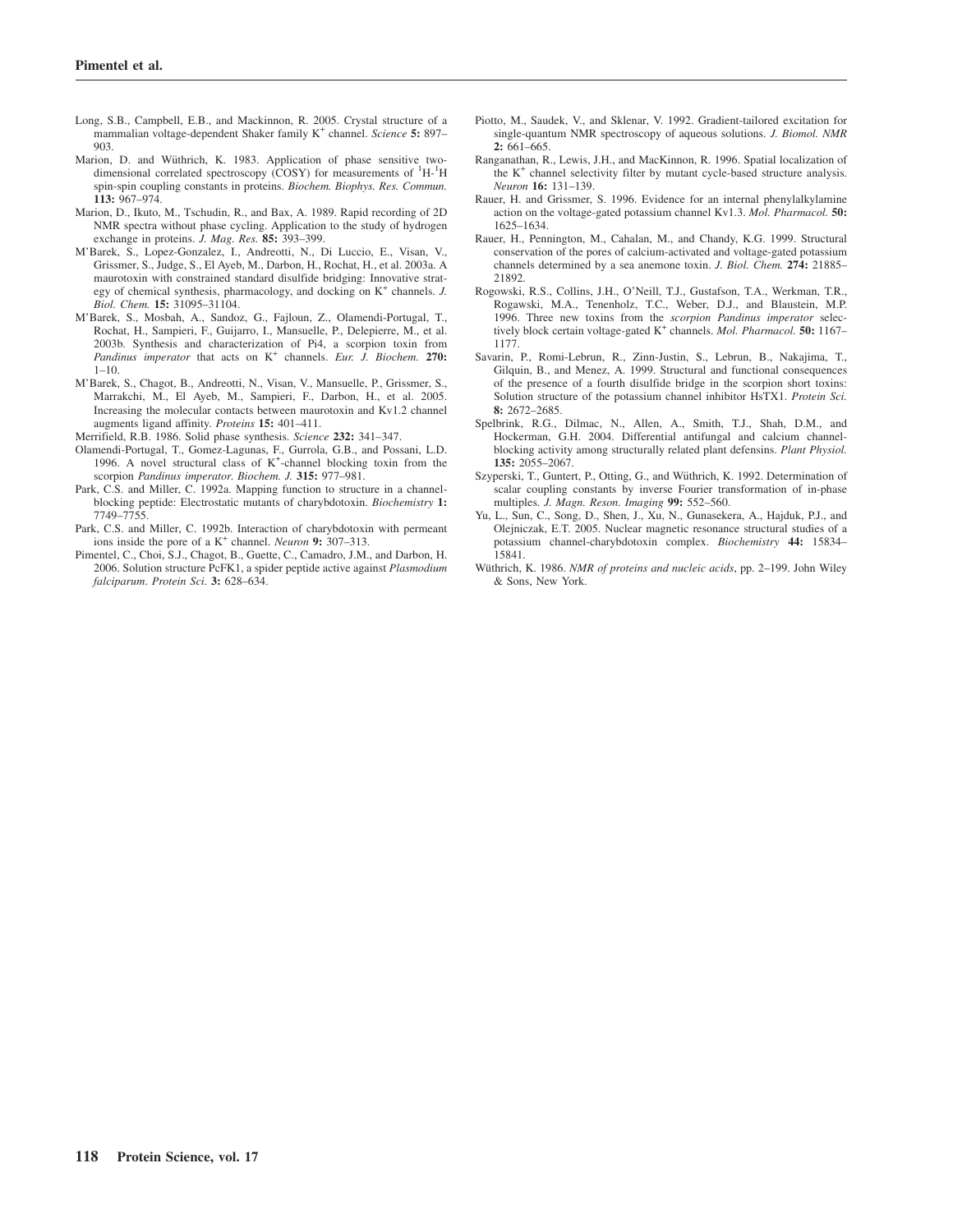Long, S.B., Campbell, E.B., and Mackinnon, R. 2005. Crystal structure of a mammalian voltage-dependent Shaker family $K^+$ channel. *Science* **5:** 897–903.

Marion, D. and Wüthrich, K. 1983. Application of phase sensitive two-dimensional correlated spectroscopy (COSY) for measurements of $^1H$-$^1H$ spin-spin coupling constants in proteins. *Biochem. Biophys. Res. Commun.* **113:** 967–974.

Marion, D., Ikuto, M., Tschudin, R., and Bax, A. 1989. Rapid recording of 2D NMR spectra without phase cycling. Application to the study of hydrogen exchange in proteins. *J. Mag. Res.* **85:** 393–399.

M'Barek, S., Lopez-Gonzalez, I., Andreotti, N., Di Luccio, E., Visan, V., Grissmer, S., Judge, S., El Ayeb, M., Darbon, H., Rochat, H., et al. 2003a. A maurotoxin with constrained standard disulfide bridging: Innovative strategy of chemical synthesis, pharmacology, and docking on $K^+$ channels. *J. Biol. Chem.* **15:** 31095–31104.

M'Barek, S., Mosbah, A., Sandoz, G., Fajloun, Z., Olamendi-Portugal, T., Rochat, H., Sampieri, F., Guijarro, I., Mansuelle, P., Delepierre, M., et al. 2003b. Synthesis and characterization of Pi4, a scorpion toxin from *Pandinus imperator* that acts on $K^+$ channels. *Eur. J. Biochem.* **270:** 1–10.

M'Barek, S., Chagot, B., Andreotti, N., Visan, V., Mansuelle, P., Grissmer, S., Marrakchi, M., El Ayeb, M., Sampieri, F., Darbon, H., et al. 2005. Increasing the molecular contacts between maurotoxin and Kv1.2 channel augments ligand affinity. *Proteins* **15:** 401–411.

Merrifield, R.B. 1986. Solid phase synthesis. *Science* **232:** 341–347.

Olamendi-Portugal, T., Gomez-Lagunas, F., Gurrola, G.B., and Possani, L.D. 1996. A novel structural class of $K^+$-channel blocking toxin from the scorpion *Pandinus imperator*. *Biochem. J.* **315:** 977–981.

Park, C.S. and Miller, C. 1992a. Mapping function to structure in a channel-blocking peptide: Electrostatic mutants of charybdotoxin. *Biochemistry* **1:** 7749–7755.

Park, C.S. and Miller, C. 1992b. Interaction of charybdotoxin with permeant ions inside the pore of a $K^+$ channel. *Neuron* **9:** 307–313.

Pimentel, C., Choi, S.J., Chagot, B., Guette, C., Camadro, J.M., and Darbon, H. 2006. Solution structure PcFK1, a spider peptide active against *Plasmodium falciparum*. *Protein Sci.* **3:** 628–634.

Piotto, M., Saudek, V., and Sklenar, V. 1992. Gradient-tailored excitation for single-quantum NMR spectroscopy of aqueous solutions. *J. Biomol. NMR* **2:** 661–665.

Ranganathan, R., Lewis, J.H., and MacKinnon, R. 1996. Spatial localization of the $K^+$ channel selectivity filter by mutant cycle-based structure analysis. *Neuron* **16:** 131–139.

Rauer, H. and Grissmer, S. 1996. Evidence for an internal phenylalkylamine action on the voltage-gated potassium channel Kv1.3. *Mol. Pharmacol.* **50:** 1625–1634.

Rauer, H., Pennington, M., Cahalan, M., and Chandy, K.G. 1999. Structural conservation of the pores of calcium-activated and voltage-gated potassium channels determined by a sea anemone toxin. *J. Biol. Chem.* **274:** 21885–21892.

Rogowski, R.S., Collins, J.H., O'Neill, T.J., Gustafson, T.A., Werkman, T.R., Rogawski, M.A., Tenenholz, T.C., Weber, D.J., and Blaustein, M.P. 1996. Three new toxins from the *scorpion Pandinus imperator* selectively block certain voltage-gated $K^+$ channels. *Mol. Pharmacol.* **50:** 1167–1177.

Savarin, P., Romi-Lebrun, R., Zinn-Justin, S., Lebrun, B., Nakajima, T., Gilquin, B., and Menez, A. 1999. Structural and functional consequences of the presence of a fourth disulfide bridge in the scorpion short toxins: Solution structure of the potassium channel inhibitor HsTX1. *Protein Sci.* **8:** 2672–2685.

Spelbrink, R.G., Dilmac, N., Allen, A., Smith, T.J., Shah, D.M., and Hockerman, G.H. 2004. Differential antifungal and calcium channel-blocking activity among structurally related plant defensins. *Plant Physiol.* **135:** 2055–2067.

Szyperski, T., Guntert, P., Otting, G., and Wüthrich, K. 1992. Determination of scalar coupling constants by inverse Fourier transformation of in-phase multiples. *J. Magn. Reson. Imaging* **99:** 552–560.

Yu, L., Sun, C., Song, D., Shen, J., Xu, N., Gunasekera, A., Hajduk, P.J., and Olejniczak, E.T. 2005. Nuclear magnetic resonance structural studies of a potassium channel-charybdotoxin complex. *Biochemistry* **44:** 15834–15841.

Wüthrich, K. 1986. *NMR of proteins and nucleic acids*, pp. 2–199. John Wiley & Sons, New York.